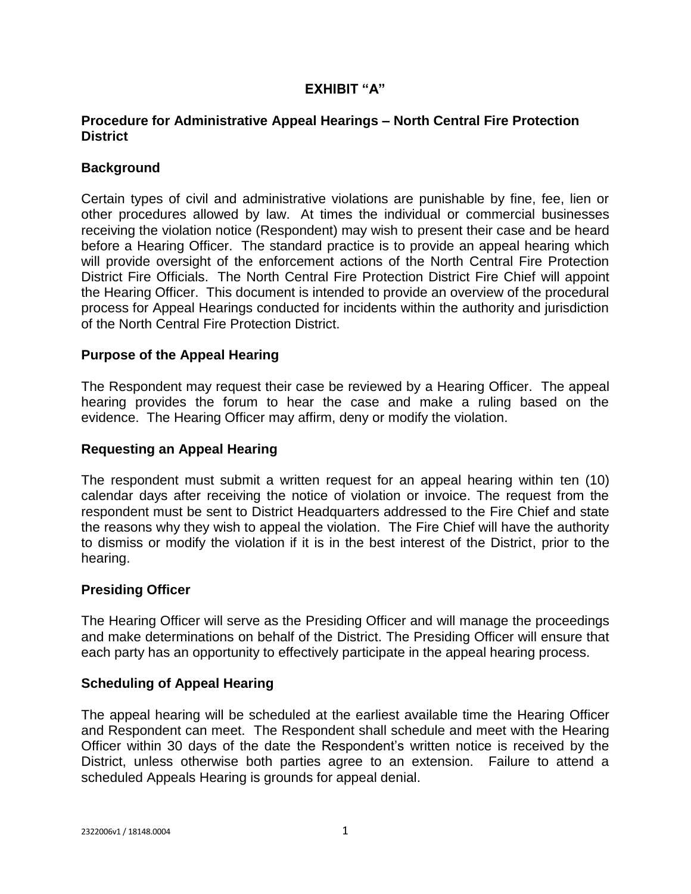# EXHIBIT "A"

## Procedure for Administrative Appeal Hearings – North Central Fire Protection District

### Background

Certain types of civil and administrative violations are punishable by fine, fee, lien or other procedures allowed by law. At times the individual or commercial businesses receiving the violation notice (Respondent) may wish to present their case and be heard before a Hearing Officer. The standard practice is to provide an appeal hearing which will provide oversight of the enforcement actions of the North Central Fire Protection District Fire Officials. The North Central Fire Protection District Fire Chief will appoint the Hearing Officer. This document is intended to provide an overview of the procedural process for Appeal Hearings conducted for incidents within the authority and jurisdiction of the North Central Fire Protection District.

### Purpose of the Appeal Hearing

The Respondent may request their case be reviewed by a Hearing Officer. The appeal hearing provides the forum to hear the case and make a ruling based on the evidence. The Hearing Officer may affirm, deny or modify the violation.

### Requesting an Appeal Hearing

The respondent must submit a written request for an appeal hearing within ten (10) calendar days after receiving the notice of violation or invoice. The request from the respondent must be sent to District Headquarters addressed to the Fire Chief and state the reasons why they wish to appeal the violation. The Fire Chief will have the authority to dismiss or modify the violation if it is in the best interest of the District, prior to the hearing.

### Presiding Officer

The Hearing Officer will serve as the Presiding Officer and will manage the proceedings and make determinations on behalf of the District. The Presiding Officer will ensure that each party has an opportunity to effectively participate in the appeal hearing process.

### Scheduling of Appeal Hearing

The appeal hearing will be scheduled at the earliest available time the Hearing Officer and Respondent can meet. The Respondent shall schedule and meet with the Hearing Officer within 30 days of the date the Respondent's written notice is received by the District, unless otherwise both parties agree to an extension. Failure to attend a scheduled Appeals Hearing is grounds for appeal denial.

2322006v1 / 18148.0004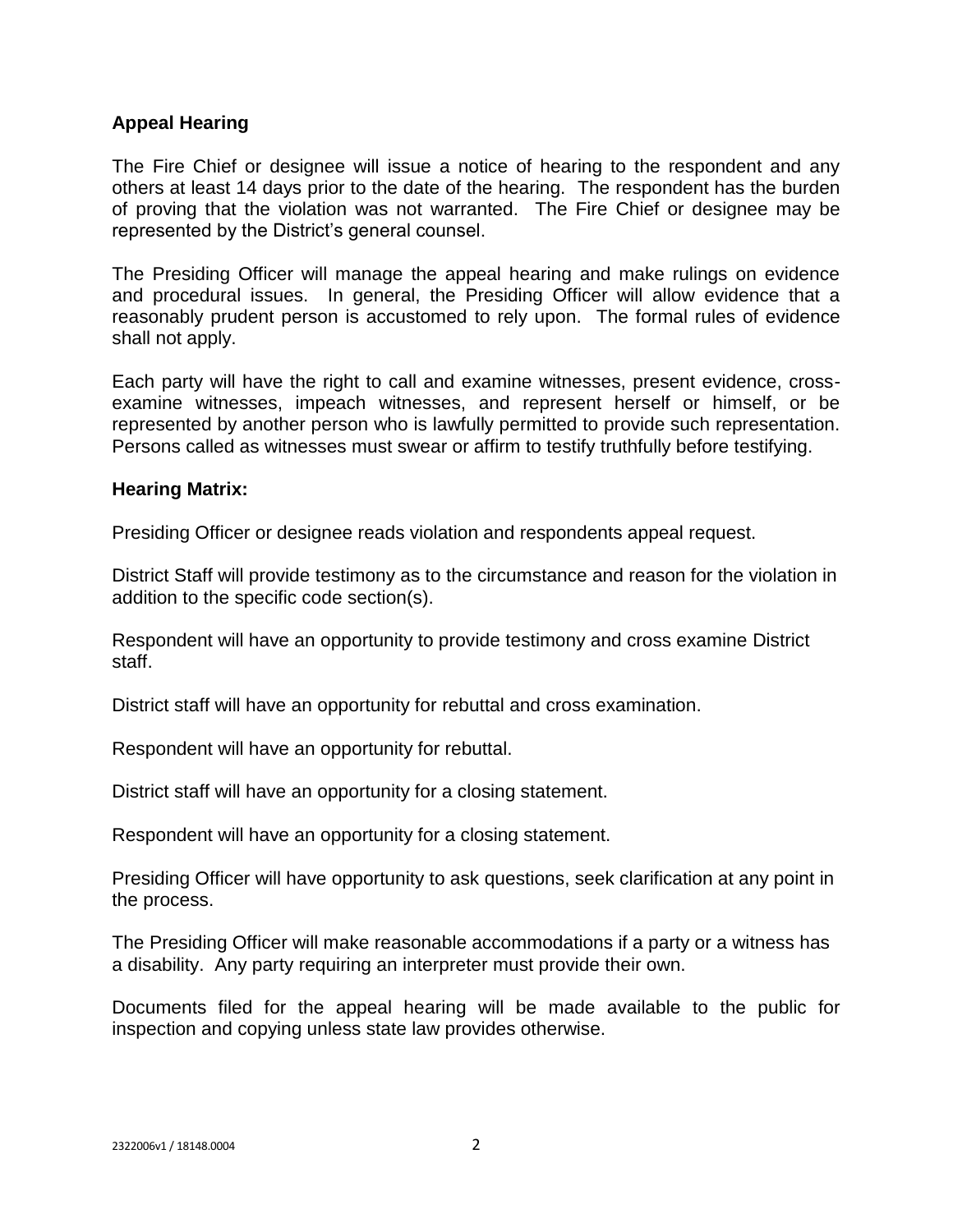## Appeal Hearing

The Fire Chief or designee will issue a notice of hearing to the respondent and any others at least 14 days prior to the date of the hearing. The respondent has the burden of proving that the violation was not warranted. The Fire Chief or designee may be represented by the District's general counsel.

The Presiding Officer will manage the appeal hearing and make rulings on evidence and procedural issues. In general, the Presiding Officer will allow evidence that a reasonably prudent person is accustomed to rely upon. The formal rules of evidence shall not apply.

Each party will have the right to call and examine witnesses, present evidence, cross-examine witnesses, impeach witnesses, and represent herself or himself, or be represented by another person who is lawfully permitted to provide such representation. Persons called as witnesses must swear or affirm to testify truthfully before testifying.

## Hearing Matrix:

Presiding Officer or designee reads violation and respondents appeal request.

District Staff will provide testimony as to the circumstance and reason for the violation in addition to the specific code section(s).

Respondent will have an opportunity to provide testimony and cross examine District staff.

District staff will have an opportunity for rebuttal and cross examination.

Respondent will have an opportunity for rebuttal.

District staff will have an opportunity for a closing statement.

Respondent will have an opportunity for a closing statement.

Presiding Officer will have opportunity to ask questions, seek clarification at any point in the process.

The Presiding Officer will make reasonable accommodations if a party or a witness has a disability. Any party requiring an interpreter must provide their own.

Documents filed for the appeal hearing will be made available to the public for inspection and copying unless state law provides otherwise.

2322006v1 / 18148.0004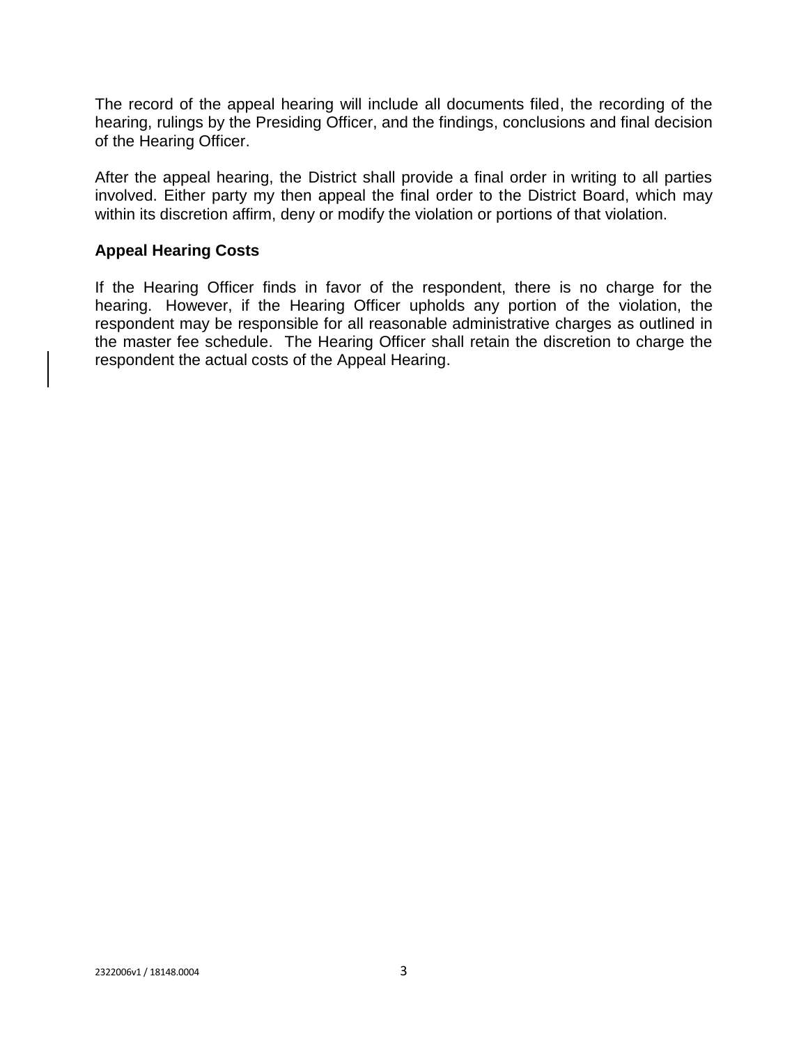The record of the appeal hearing will include all documents filed, the recording of the hearing, rulings by the Presiding Officer, and the findings, conclusions and final decision of the Hearing Officer.

After the appeal hearing, the District shall provide a final order in writing to all parties involved. Either party my then appeal the final order to the District Board, which may within its discretion affirm, deny or modify the violation or portions of that violation.

**Appeal Hearing Costs**

If the Hearing Officer finds in favor of the respondent, there is no charge for the hearing. However, if the Hearing Officer upholds any portion of the violation, the respondent may be responsible for all reasonable administrative charges as outlined in the master fee schedule. The Hearing Officer shall retain the discretion to charge the respondent the actual costs of the Appeal Hearing.